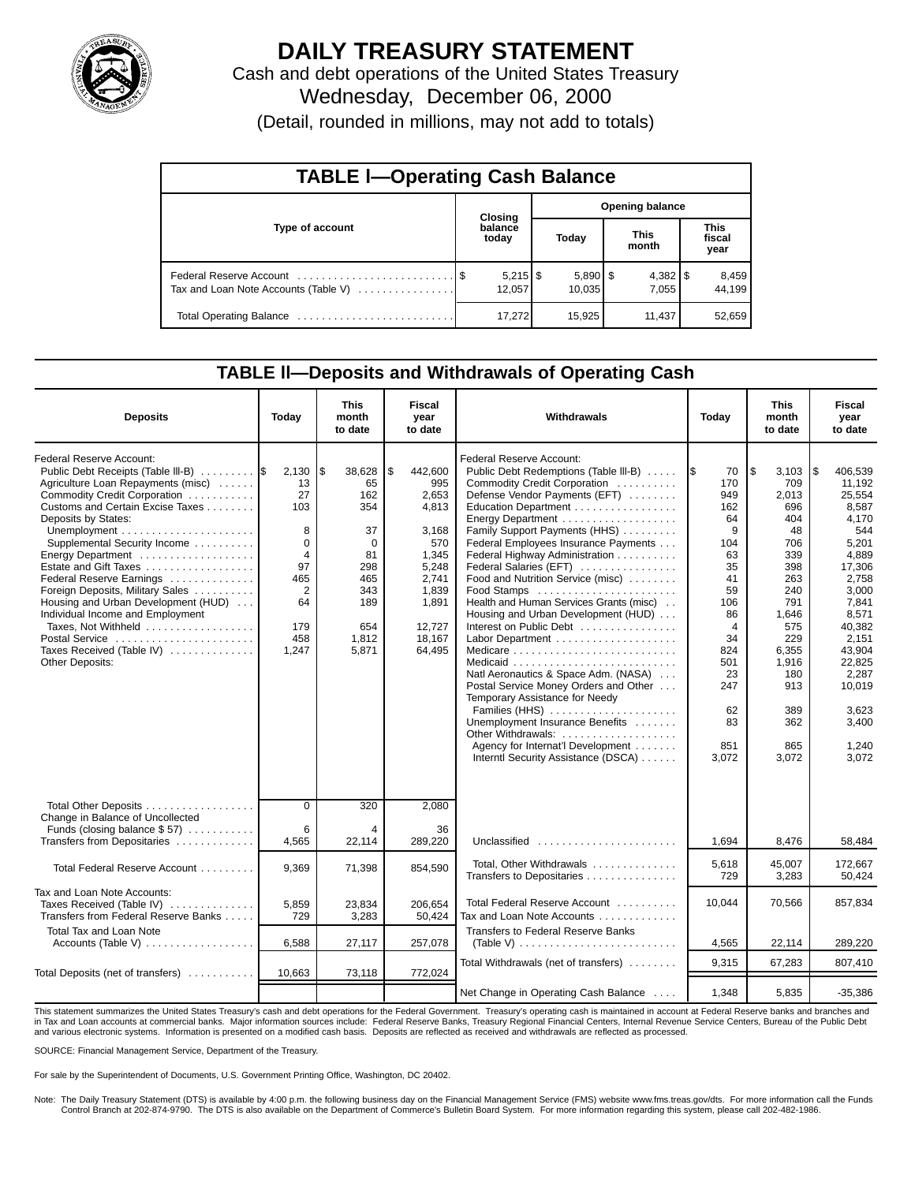# DAILY TREASURY STATEMENT

Cash and debt operations of the United States Treasury

Wednesday, December 06, 2000

(Detail, rounded in millions, may not add to totals)

| TABLE I—Operating Cash Balance | | | | |
|---|---|---|---|---|
| Type of account | Closing balance today | Opening balance | | |
| | | Today | This month | This fiscal year |
| Federal Reserve Account | $ 5,215 | $ 5,890 | $ 4,382 | $ 8,459 |
| Tax and Loan Note Accounts (Table V) | 12,057 | 10,035 | 7,055 | 44,199 |
| Total Operating Balance | 17,272 | 15,925 | 11,437 | 52,659 |

## TABLE II—Deposits and Withdrawals of Operating Cash

| Deposits | Today | This month to date | Fiscal year to date | Withdrawals | Today | This month to date | Fiscal year to date |
|---|---|---|---|---|---|---|---|
| Federal Reserve Account: | | | | Federal Reserve Account: | | | |
| Public Debt Receipts (Table III-B) | $ 2,130 | $ 38,628 | $ 442,600 | Public Debt Redemptions (Table III-B) | $ 70 | $ 3,103 | $ 406,539 |
| Agriculture Loan Repayments (misc) | 13 | 65 | 995 | Commodity Credit Corporation | 170 | 709 | 11,192 |
| Commodity Credit Corporation | 27 | 162 | 2,653 | Defense Vendor Payments (EFT) | 949 | 2,013 | 25,554 |
| Customs and Certain Excise Taxes | 103 | 354 | 4,813 | Education Department | 162 | 696 | 8,587 |
| Deposits by States: | | | | Energy Department | 64 | 404 | 4,170 |
| Unemployment | 8 | 37 | 3,168 | Family Support Payments (HHS) | 9 | 48 | 544 |
| Supplemental Security Income | 0 | 0 | 570 | Federal Employees Insurance Payments | 104 | 706 | 5,201 |
| Energy Department | 4 | 81 | 1,345 | Federal Highway Administration | 63 | 339 | 4,889 |
| Estate and Gift Taxes | 97 | 298 | 5,248 | Federal Salaries (EFT) | 35 | 398 | 17,306 |
| Federal Reserve Earnings | 465 | 465 | 2,741 | Food and Nutrition Service (misc) | 41 | 263 | 2,758 |
| Foreign Deposits, Military Sales | 2 | 343 | 1,839 | Food Stamps | 59 | 240 | 3,000 |
| Housing and Urban Development (HUD) | 64 | 189 | 1,891 | Health and Human Services Grants (misc) | 106 | 791 | 7,841 |
| Individual Income and Employment | | | | Housing and Urban Development (HUD) | 86 | 1,646 | 8,571 |
| Taxes, Not Withheld | 179 | 654 | 12,727 | Interest on Public Debt | 4 | 575 | 40,382 |
| Postal Service | 458 | 1,812 | 18,167 | Labor Department | 34 | 229 | 2,151 |
| Taxes Received (Table IV) | 1,247 | 5,871 | 64,495 | Medicare | 824 | 6,355 | 43,904 |
| Other Deposits: | | | | Medicaid | 501 | 1,916 | 22,825 |
| | | | | Natl Aeronautics & Space Adm. (NASA) | 23 | 180 | 2,287 |
| | | | | Postal Service Money Orders and Other | 247 | 913 | 10,019 |
| | | | | Temporary Assistance for Needy Families (HHS) | 62 | 389 | 3,623 |
| | | | | Unemployment Insurance Benefits | 83 | 362 | 3,400 |
| | | | | Other Withdrawals: | | | |
| | | | | Agency for Internat'l Development | 851 | 865 | 1,240 |
| | | | | Interntl Security Assistance (DSCA) | 3,072 | 3,072 | 3,072 |
| Total Other Deposits | 0 | 320 | 2,080 | | | | |
| Change in Balance of Uncollected Funds (closing balance $ 57) | 6 | 4 | 36 | | | | |
| Transfers from Depositaries | 4,565 | 22,114 | 289,220 | Unclassified | 1,694 | 8,476 | 58,484 |
| Total Federal Reserve Account | 9,369 | 71,398 | 854,590 | Total, Other Withdrawals | 5,618 | 45,007 | 172,667 |
| | | | | Transfers to Depositaries | 729 | 3,283 | 50,424 |
| Tax and Loan Note Accounts: | | | | | | | |
| Taxes Received (Table IV) | 5,859 | 23,834 | 206,654 | Total Federal Reserve Account | 10,044 | 70,566 | 857,834 |
| Transfers from Federal Reserve Banks | 729 | 3,283 | 50,424 | Tax and Loan Note Accounts | | | |
| Total Tax and Loan Note Accounts (Table V) | 6,588 | 27,117 | 257,078 | Transfers to Federal Reserve Banks (Table V) | 4,565 | 22,114 | 289,220 |
| Total Deposits (net of transfers) | 10,663 | 73,118 | 772,024 | Total Withdrawals (net of transfers) | 9,315 | 67,283 | 807,410 |
| | | | | Net Change in Operating Cash Balance | 1,348 | 5,835 | -35,386 |

This statement summarizes the United States Treasury's cash and debt operations for the Federal Government. Treasury's operating cash is maintained in account at Federal Reserve banks and branches and in Tax and Loan accounts at commercial banks. Major information sources include: Federal Reserve Banks, Treasury Regional Financial Centers, Internal Revenue Service Centers, Bureau of the Public Debt and various electronic systems. Information is presented on a modified cash basis. Deposits are reflected as received and withdrawals are reflected as processed.

SOURCE: Financial Management Service, Department of the Treasury.

For sale by the Superintendent of Documents, U.S. Government Printing Office, Washington, DC 20402.

Note: The Daily Treasury Statement (DTS) is available by 4:00 p.m. the following business day on the Financial Management Service (FMS) website www.fms.treas.gov/dts. For more information call the Funds Control Branch at 202-874-9790. The DTS is also available on the Department of Commerce's Bulletin Board System. For more information regarding this system, please call 202-482-1986.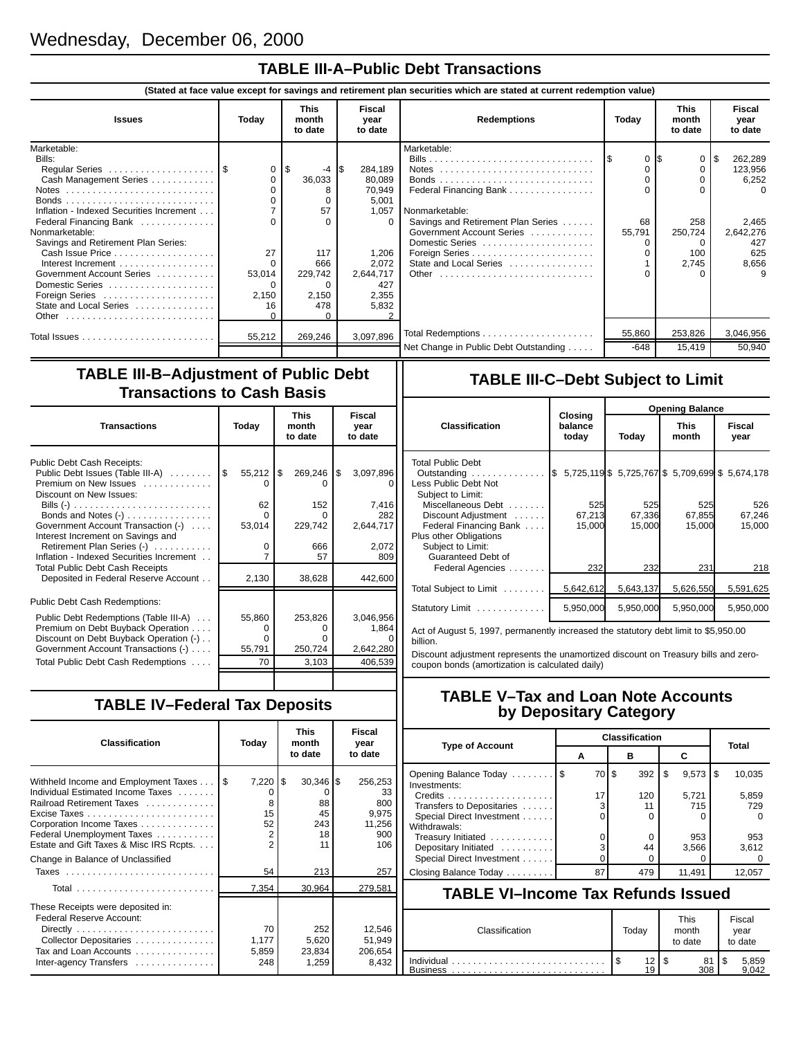Wednesday, December 06, 2000

## TABLE III-A–Public Debt Transactions

(Stated at face value except for savings and retirement plan securities which are stated at current redemption value)

| Issues | Today | This month to date | Fiscal year to date |
|---|---|---|---|
| Marketable: | | | |
| Bills: | | | |
| Regular Series | $ 0 | $ -4 | $ 284,189 |
| Cash Management Series | 0 | 36,033 | 80,089 |
| Notes | 0 | 8 | 70,949 |
| Bonds | 0 | 0 | 5,001 |
| Inflation - Indexed Securities Increment | 7 | 57 | 1,057 |
| Federal Financing Bank | 0 | 0 | 0 |
| Nonmarketable: | | | |
| Savings and Retirement Plan Series: | | | |
| Cash Issue Price | 27 | 117 | 1,206 |
| Interest Increment | 0 | 666 | 2,072 |
| Government Account Series | 53,014 | 229,742 | 2,644,717 |
| Domestic Series | 0 | 0 | 427 |
| Foreign Series | 2,150 | 2,150 | 2,355 |
| State and Local Series | 16 | 478 | 5,832 |
| Other | 0 | 0 | 2 |
| Total Issues | 55,212 | 269,246 | 3,097,896 |

| Redemptions | Today | This month to date | Fiscal year to date |
|---|---|---|---|
| Marketable: | | | |
| Bills | $ 0 | $ 0 | $ 262,289 |
| Notes | 0 | 0 | 123,956 |
| Bonds | 0 | 0 | 6,252 |
| Federal Financing Bank | 0 | 0 | 0 |
| Nonmarketable: | | | |
| Savings and Retirement Plan Series | 68 | 258 | 2,465 |
| Government Account Series | 55,791 | 250,724 | 2,642,276 |
| Domestic Series | 0 | 0 | 427 |
| Foreign Series | 0 | 100 | 625 |
| State and Local Series | 1 | 2,745 | 8,656 |
| Other | 0 | 0 | 9 |
| Total Redemptions | 55,860 | 253,826 | 3,046,956 |
| Net Change in Public Debt Outstanding | -648 | 15,419 | 50,940 |

## TABLE III-B–Adjustment of Public Debt Transactions to Cash Basis

| Transactions | Today | This month to date | Fiscal year to date |
|---|---|---|---|
| Public Debt Cash Receipts: | | | |
| Public Debt Issues (Table III-A) | $ 55,212 | $ 269,246 | $ 3,097,896 |
| Premium on New Issues | 0 | 0 | 0 |
| Discount on New Issues: | | | |
| Bills (-) | 62 | 152 | 7,416 |
| Bonds and Notes (-) | 0 | 0 | 282 |
| Government Account Transaction (-) | 53,014 | 229,742 | 2,644,717 |
| Interest Increment on Savings and Retirement Plan Series (-) | 0 | 666 | 2,072 |
| Inflation - Indexed Securities Increment | 7 | 57 | 809 |
| Total Public Debt Cash Receipts Deposited in Federal Reserve Account | 2,130 | 38,628 | 442,600 |
| Public Debt Cash Redemptions: | | | |
| Public Debt Redemptions (Table III-A) | 55,860 | 253,826 | 3,046,956 |
| Premium on Debt Buyback Operation | 0 | 0 | 1,864 |
| Discount on Debt Buyback Operation (-) | 0 | 0 | 0 |
| Government Account Transactions (-) | 55,791 | 250,724 | 2,642,280 |
| Total Public Debt Cash Redemptions | 70 | 3,103 | 406,539 |

## TABLE III-C–Debt Subject to Limit

| Classification | Closing balance today | Opening Balance | | |
|---|---|---|---|---|
| | | Today | This month | Fiscal year |
| Total Public Debt Outstanding | $ 5,725,119 | $ 5,725,767 | $ 5,709,699 | $ 5,674,178 |
| Less Public Debt Not Subject to Limit: | | | | |
| Miscellaneous Debt | 525 | 525 | 525 | 526 |
| Discount Adjustment | 67,213 | 67,336 | 67,855 | 67,246 |
| Federal Financing Bank | 15,000 | 15,000 | 15,000 | 15,000 |
| Plus other Obligations Subject to Limit: | | | | |
| Guaranteed Debt of Federal Agencies | 232 | 232 | 231 | 218 |
| Total Subject to Limit | 5,642,612 | 5,643,137 | 5,626,550 | 5,591,625 |
| Statutory Limit | 5,950,000 | 5,950,000 | 5,950,000 | 5,950,000 |

Act of August 5, 1997, permanently increased the statutory debt limit to $5,950.00 billion.

Discount adjustment represents the unamortized discount on Treasury bills and zero-coupon bonds (amortization is calculated daily)

## TABLE IV–Federal Tax Deposits

| Classification | Today | This month to date | Fiscal year to date |
|---|---|---|---|
| Withheld Income and Employment Taxes | $ 7,220 | $ 30,346 | $ 256,253 |
| Individual Estimated Income Taxes | 0 | 0 | 33 |
| Railroad Retirement Taxes | 8 | 88 | 800 |
| Excise Taxes | 15 | 45 | 9,975 |
| Corporation Income Taxes | 52 | 243 | 11,256 |
| Federal Unemployment Taxes | 2 | 18 | 900 |
| Estate and Gift Taxes & Misc IRS Rcpts. | 2 | 11 | 106 |
| Change in Balance of Unclassified Taxes | 54 | 213 | 257 |
| Total | 7,354 | 30,964 | 279,581 |
| These Receipts were deposited in: | | | |
| Federal Reserve Account: | | | |
| Directly | 70 | 252 | 12,546 |
| Collector Depositaries | 1,177 | 5,620 | 51,949 |
| Tax and Loan Accounts | 5,859 | 23,834 | 206,654 |
| Inter-agency Transfers | 248 | 1,259 | 8,432 |

## TABLE V–Tax and Loan Note Accounts by Depositary Category

| Type of Account | Classification | | | Total |
|---|---|---|---|---|
| | A | B | C | |
| Opening Balance Today | $ 70 | $ 392 | $ 9,573 | $ 10,035 |
| Investments: | | | | |
| Credits | 17 | 120 | 5,721 | 5,859 |
| Transfers to Depositaries | 3 | 11 | 715 | 729 |
| Special Direct Investment | 0 | 0 | 0 | 0 |
| Withdrawals: | | | | |
| Treasury Initiated | 0 | 0 | 953 | 953 |
| Depositary Initiated | 3 | 44 | 3,566 | 3,612 |
| Special Direct Investment | 0 | 0 | 0 | 0 |
| Closing Balance Today | 87 | 479 | 11,491 | 12,057 |

## TABLE VI–Income Tax Refunds Issued

| Classification | Today | This month to date | Fiscal year to date |
|---|---|---|---|
| Individual | $ 12 | $ 81 | $ 5,859 |
| Business | 19 | 308 | 9,042 |